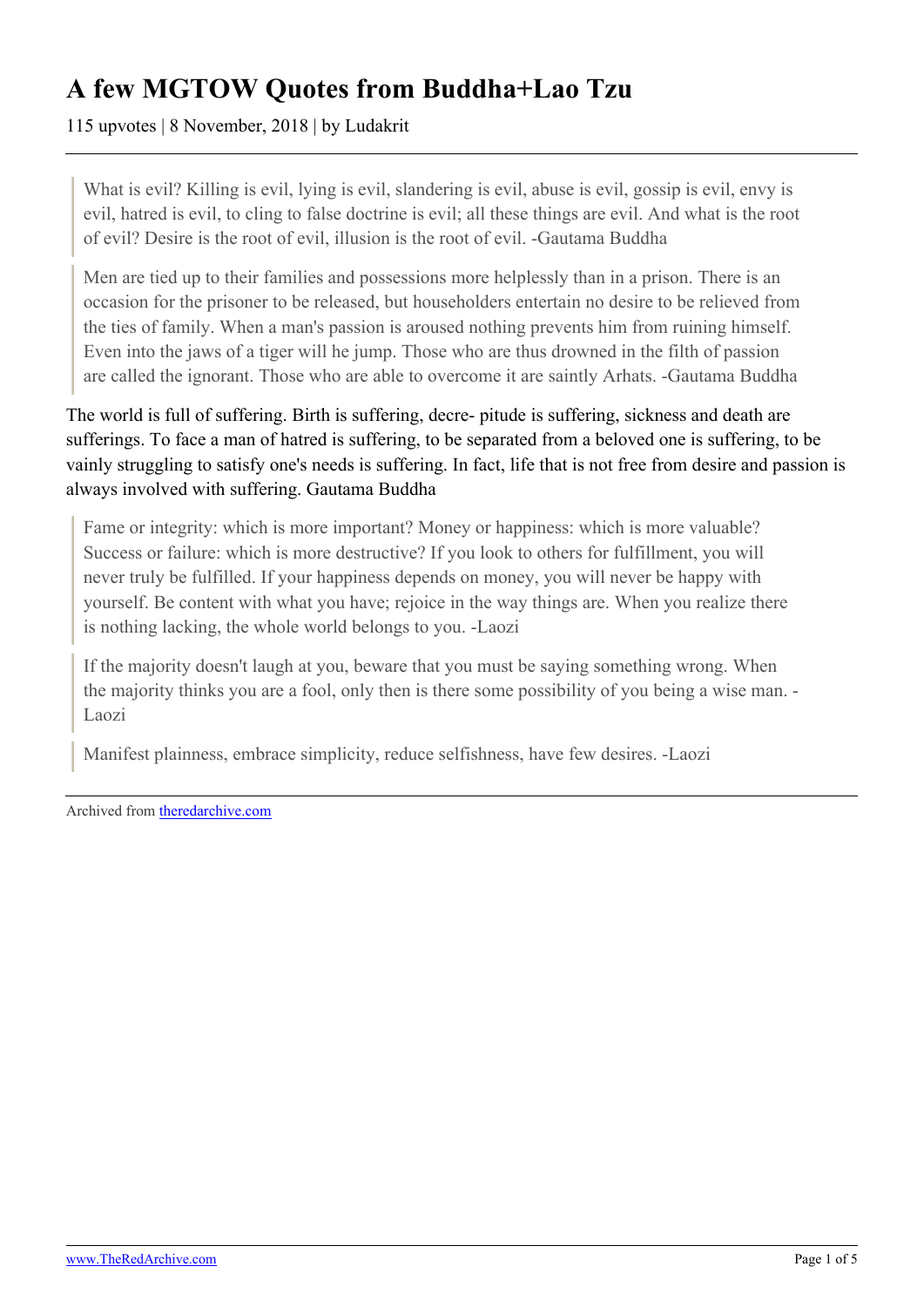# A few MGTOW Quotes from Buddha+Lao Tzu

115 upvotes | 8 November, 2018 | by Ludakrit

> What is evil? Killing is evil, lying is evil, slandering is evil, abuse is evil, gossip is evil, envy is evil, hatred is evil, to cling to false doctrine is evil; all these things are evil. And what is the root of evil? Desire is the root of evil, illusion is the root of evil. -Gautama Buddha

> Men are tied up to their families and possessions more helplessly than in a prison. There is an occasion for the prisoner to be released, but householders entertain no desire to be relieved from the ties of family. When a man's passion is aroused nothing prevents him from ruining himself. Even into the jaws of a tiger will he jump. Those who are thus drowned in the filth of passion are called the ignorant. Those who are able to overcome it are saintly Arhats. -Gautama Buddha

The world is full of suffering. Birth is suffering, decre- pitude is suffering, sickness and death are sufferings. To face a man of hatred is suffering, to be separated from a beloved one is suffering, to be vainly struggling to satisfy one's needs is suffering. In fact, life that is not free from desire and passion is always involved with suffering. Gautama Buddha

> Fame or integrity: which is more important? Money or happiness: which is more valuable? Success or failure: which is more destructive? If you look to others for fulfillment, you will never truly be fulfilled. If your happiness depends on money, you will never be happy with yourself. Be content with what you have; rejoice in the way things are. When you realize there is nothing lacking, the whole world belongs to you. -Laozi

> If the majority doesn't laugh at you, beware that you must be saying something wrong. When the majority thinks you are a fool, only then is there some possibility of you being a wise man. -Laozi

> Manifest plainness, embrace simplicity, reduce selfishness, have few desires. -Laozi

Archived from theredarchive.com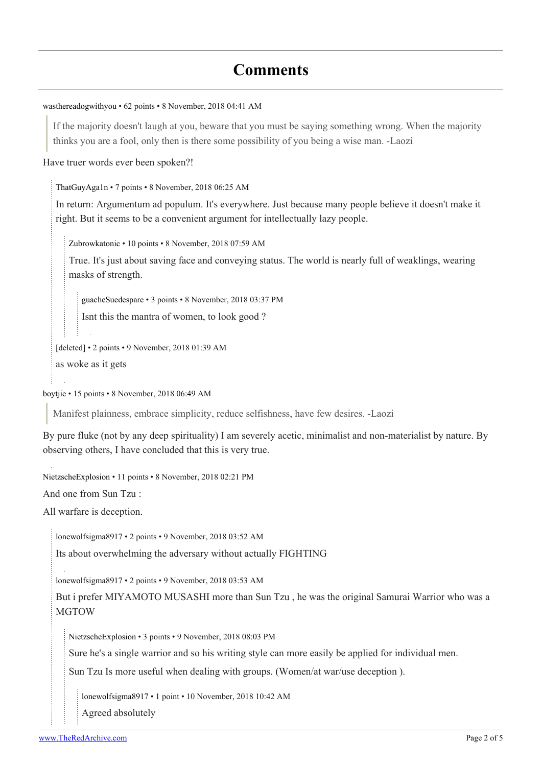# Comments

wasthereadogwithyou • 62 points • 8 November, 2018 04:41 AM

> If the majority doesn't laugh at you, beware that you must be saying something wrong. When the majority thinks you are a fool, only then is there some possibility of you being a wise man. -Laozi

Have truer words ever been spoken?!

> ThatGuyAga1n • 7 points • 8 November, 2018 06:25 AM
>
> In return: Argumentum ad populum. It's everywhere. Just because many people believe it doesn't make it right. But it seems to be a convenient argument for intellectually lazy people.
>
>> Zubrowkatonic • 10 points • 8 November, 2018 07:59 AM
>>
>> True. It's just about saving face and conveying status. The world is nearly full of weaklings, wearing masks of strength.
>>
>>> guacheSuedespare • 3 points • 8 November, 2018 03:37 PM
>>>
>>> Isnt this the mantra of women, to look good ?
>
> [deleted] • 2 points • 9 November, 2018 01:39 AM
>
> as woke as it gets

boytjie • 15 points • 8 November, 2018 06:49 AM

> Manifest plainness, embrace simplicity, reduce selfishness, have few desires. -Laozi

By pure fluke (not by any deep spirituality) I am severely acetic, minimalist and non-materialist by nature. By observing others, I have concluded that this is very true.

NietzscheExplosion • 11 points • 8 November, 2018 02:21 PM

And one from Sun Tzu :

All warfare is deception.

> lonewolfsigma8917 • 2 points • 9 November, 2018 03:52 AM
>
> Its about overwhelming the adversary without actually FIGHTING
>
> lonewolfsigma8917 • 2 points • 9 November, 2018 03:53 AM
>
> But i prefer MIYAMOTO MUSASHI more than Sun Tzu , he was the original Samurai Warrior who was a MGTOW
>
>> NietzscheExplosion • 3 points • 9 November, 2018 08:03 PM
>>
>> Sure he's a single warrior and so his writing style can more easily be applied for individual men.
>>
>> Sun Tzu Is more useful when dealing with groups. (Women/at war/use deception ).
>>
>>> lonewolfsigma8917 • 1 point • 10 November, 2018 10:42 AM
>>>
>>> Agreed absolutely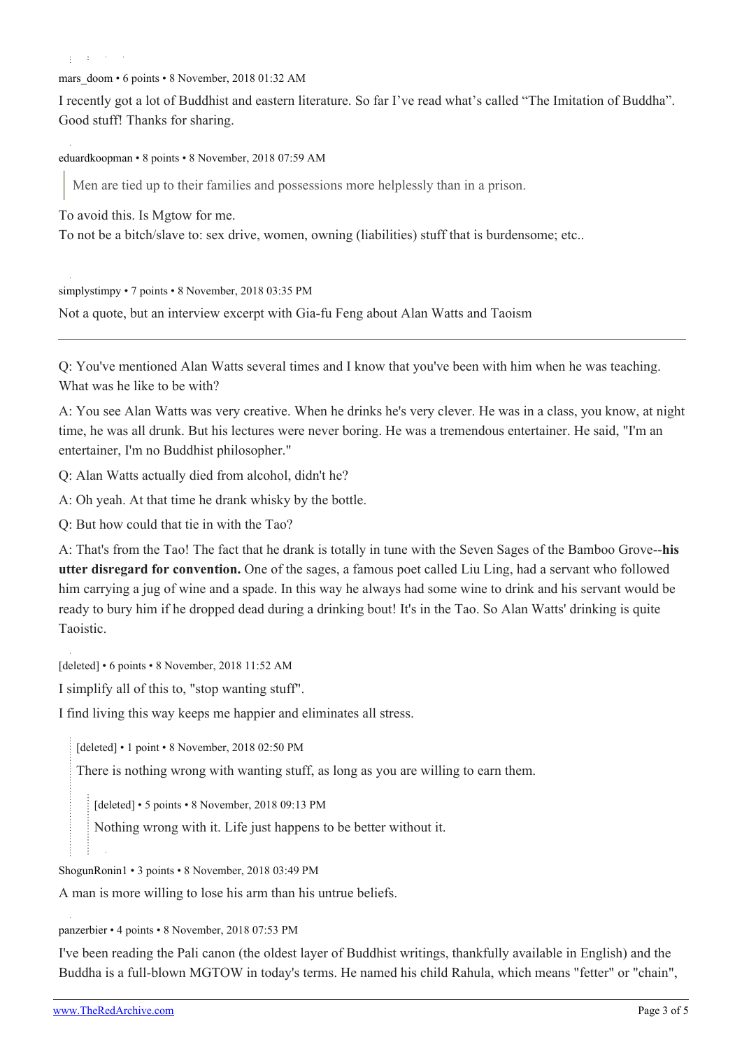mars_doom • 6 points • 8 November, 2018 01:32 AM

I recently got a lot of Buddhist and eastern literature. So far I've read what's called "The Imitation of Buddha". Good stuff! Thanks for sharing.

eduardkoopman • 8 points • 8 November, 2018 07:59 AM

> Men are tied up to their families and possessions more helplessly than in a prison.

To avoid this. Is Mgtow for me.
To not be a bitch/slave to: sex drive, women, owning (liabilities) stuff that is burdensome; etc..

simplystimpy • 7 points • 8 November, 2018 03:35 PM

Not a quote, but an interview excerpt with Gia-fu Feng about Alan Watts and Taoism

---

Q: You've mentioned Alan Watts several times and I know that you've been with him when he was teaching. What was he like to be with?

A: You see Alan Watts was very creative. When he drinks he's very clever. He was in a class, you know, at night time, he was all drunk. But his lectures were never boring. He was a tremendous entertainer. He said, "I'm an entertainer, I'm no Buddhist philosopher."

Q: Alan Watts actually died from alcohol, didn't he?

A: Oh yeah. At that time he drank whisky by the bottle.

Q: But how could that tie in with the Tao?

A: That's from the Tao! The fact that he drank is totally in tune with the Seven Sages of the Bamboo Grove--**his utter disregard for convention.** One of the sages, a famous poet called Liu Ling, had a servant who followed him carrying a jug of wine and a spade. In this way he always had some wine to drink and his servant would be ready to bury him if he dropped dead during a drinking bout! It's in the Tao. So Alan Watts' drinking is quite Taoistic.

[deleted] • 6 points • 8 November, 2018 11:52 AM

I simplify all of this to, "stop wanting stuff".

I find living this way keeps me happier and eliminates all stress.

> [deleted] • 1 point • 8 November, 2018 02:50 PM
>
> There is nothing wrong with wanting stuff, as long as you are willing to earn them.
>
> > [deleted] • 5 points • 8 November, 2018 09:13 PM
> >
> > Nothing wrong with it. Life just happens to be better without it.

ShogunRonin1 • 3 points • 8 November, 2018 03:49 PM

A man is more willing to lose his arm than his untrue beliefs.

panzerbier • 4 points • 8 November, 2018 07:53 PM

I've been reading the Pali canon (the oldest layer of Buddhist writings, thankfully available in English) and the Buddha is a full-blown MGTOW in today's terms. He named his child Rahula, which means "fetter" or "chain",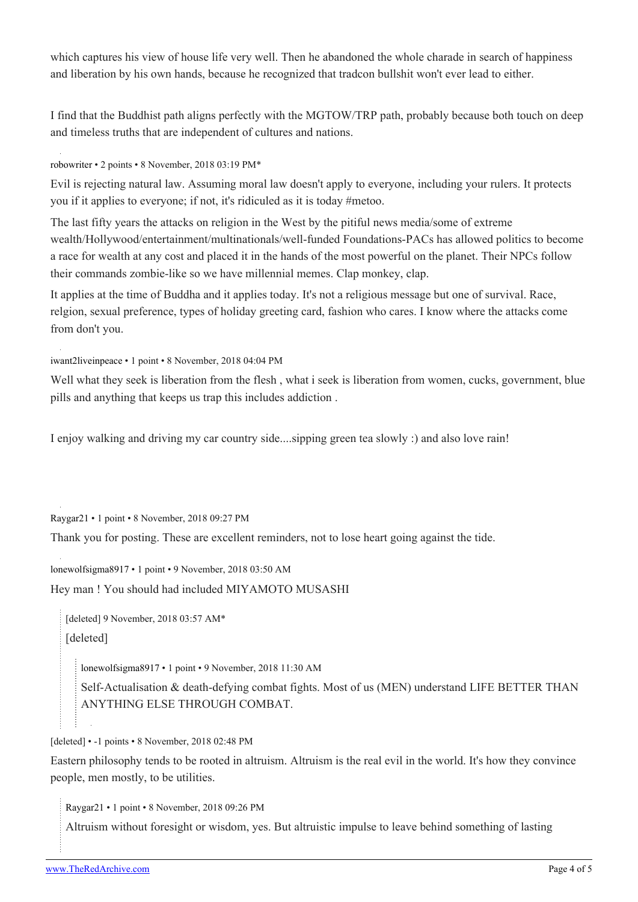which captures his view of house life very well. Then he abandoned the whole charade in search of happiness and liberation by his own hands, because he recognized that tradcon bullshit won't ever lead to either.

I find that the Buddhist path aligns perfectly with the MGTOW/TRP path, probably because both touch on deep and timeless truths that are independent of cultures and nations.

robowriter • 2 points • 8 November, 2018 03:19 PM*

Evil is rejecting natural law. Assuming moral law doesn't apply to everyone, including your rulers. It protects you if it applies to everyone; if not, it's ridiculed as it is today #metoo.

The last fifty years the attacks on religion in the West by the pitiful news media/some of extreme wealth/Hollywood/entertainment/multinationals/well-funded Foundations-PACs has allowed politics to become a race for wealth at any cost and placed it in the hands of the most powerful on the planet. Their NPCs follow their commands zombie-like so we have millennial memes. Clap monkey, clap.

It applies at the time of Buddha and it applies today. It's not a religious message but one of survival. Race, relgion, sexual preference, types of holiday greeting card, fashion who cares. I know where the attacks come from don't you.

iwant2liveinpeace • 1 point • 8 November, 2018 04:04 PM

Well what they seek is liberation from the flesh , what i seek is liberation from women, cucks, government, blue pills and anything that keeps us trap this includes addiction .

I enjoy walking and driving my car country side....sipping green tea slowly :) and also love rain!

Raygar21 • 1 point • 8 November, 2018 09:27 PM

Thank you for posting. These are excellent reminders, not to lose heart going against the tide.

lonewolfsigma8917 • 1 point • 9 November, 2018 03:50 AM

Hey man ! You should had included MIYAMOTO MUSASHI

> [deleted] 9 November, 2018 03:57 AM*
>
> [deleted]
>
> > lonewolfsigma8917 • 1 point • 9 November, 2018 11:30 AM
> >
> > Self-Actualisation & death-defying combat fights. Most of us (MEN) understand LIFE BETTER THAN ANYTHING ELSE THROUGH COMBAT.

[deleted] • -1 points • 8 November, 2018 02:48 PM

Eastern philosophy tends to be rooted in altruism. Altruism is the real evil in the world. It's how they convince people, men mostly, to be utilities.

> Raygar21 • 1 point • 8 November, 2018 09:26 PM
>
> Altruism without foresight or wisdom, yes. But altruistic impulse to leave behind something of lasting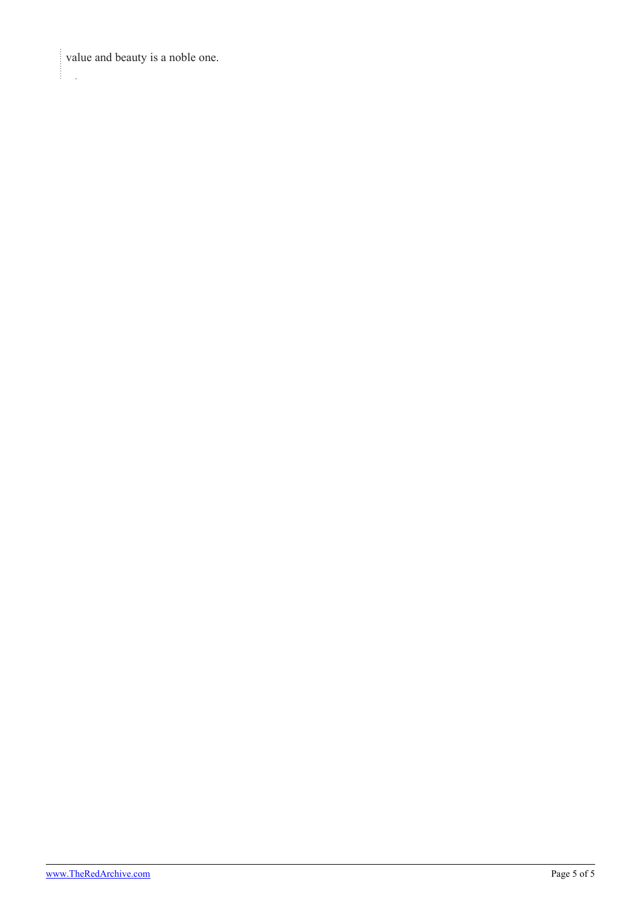value and beauty is a noble one.